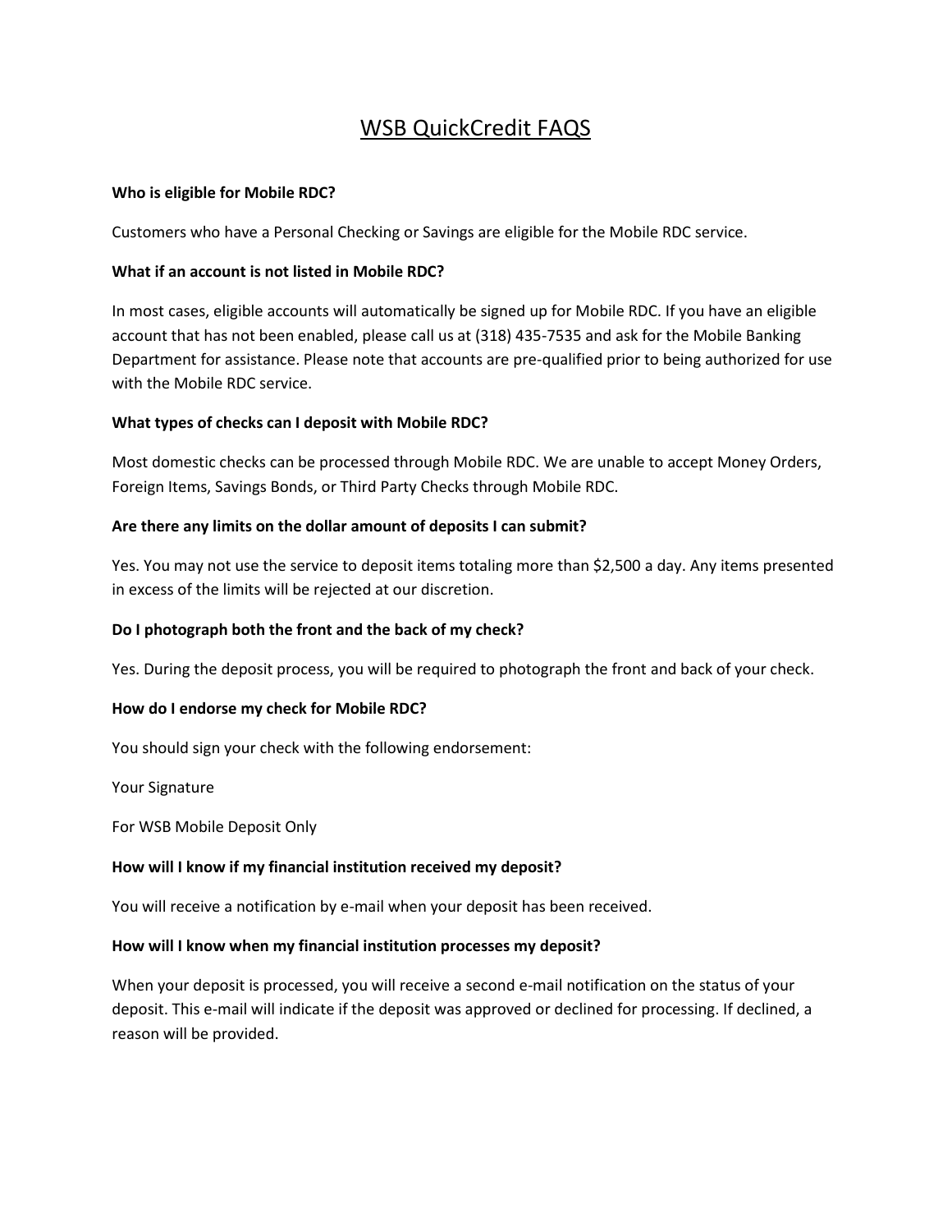# WSB QuickCredit FAQS

**Who is eligible for Mobile RDC?**

Customers who have a Personal Checking or Savings are eligible for the Mobile RDC service.

**What if an account is not listed in Mobile RDC?**

In most cases, eligible accounts will automatically be signed up for Mobile RDC. If you have an eligible account that has not been enabled, please call us at (318) 435-7535 and ask for the Mobile Banking Department for assistance. Please note that accounts are pre-qualified prior to being authorized for use with the Mobile RDC service.

**What types of checks can I deposit with Mobile RDC?**

Most domestic checks can be processed through Mobile RDC. We are unable to accept Money Orders, Foreign Items, Savings Bonds, or Third Party Checks through Mobile RDC.

**Are there any limits on the dollar amount of deposits I can submit?**

Yes. You may not use the service to deposit items totaling more than $2,500 a day. Any items presented in excess of the limits will be rejected at our discretion.

**Do I photograph both the front and the back of my check?**

Yes. During the deposit process, you will be required to photograph the front and back of your check.

**How do I endorse my check for Mobile RDC?**

You should sign your check with the following endorsement:

Your Signature

For WSB Mobile Deposit Only

**How will I know if my financial institution received my deposit?**

You will receive a notification by e-mail when your deposit has been received.

**How will I know when my financial institution processes my deposit?**

When your deposit is processed, you will receive a second e-mail notification on the status of your deposit. This e-mail will indicate if the deposit was approved or declined for processing. If declined, a reason will be provided.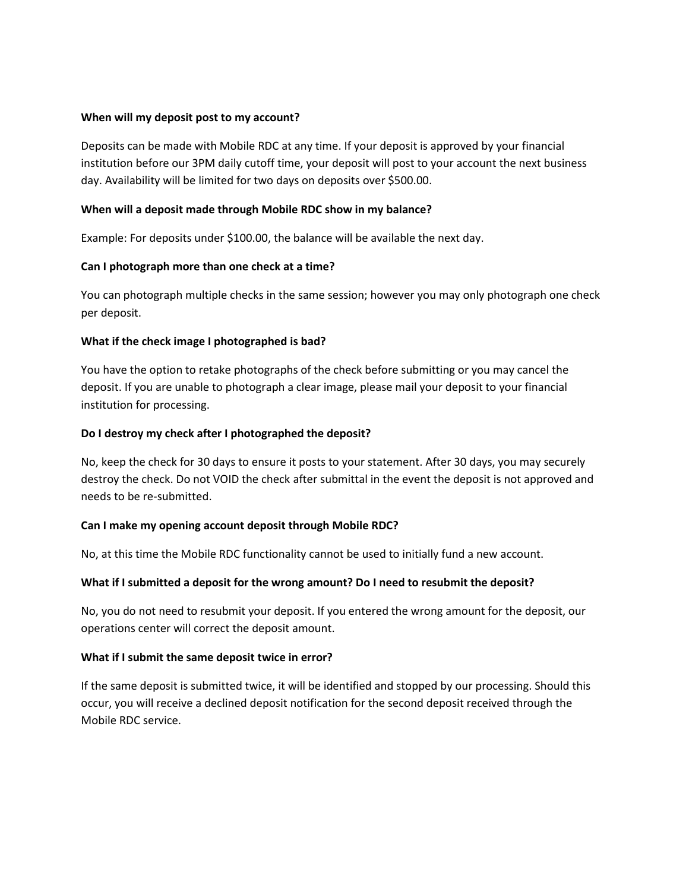**When will my deposit post to my account?**

Deposits can be made with Mobile RDC at any time. If your deposit is approved by your financial institution before our 3PM daily cutoff time, your deposit will post to your account the next business day. Availability will be limited for two days on deposits over $500.00.

**When will a deposit made through Mobile RDC show in my balance?**

Example: For deposits under $100.00, the balance will be available the next day.

**Can I photograph more than one check at a time?**

You can photograph multiple checks in the same session; however you may only photograph one check per deposit.

**What if the check image I photographed is bad?**

You have the option to retake photographs of the check before submitting or you may cancel the deposit. If you are unable to photograph a clear image, please mail your deposit to your financial institution for processing.

**Do I destroy my check after I photographed the deposit?**

No, keep the check for 30 days to ensure it posts to your statement. After 30 days, you may securely destroy the check. Do not VOID the check after submittal in the event the deposit is not approved and needs to be re-submitted.

**Can I make my opening account deposit through Mobile RDC?**

No, at this time the Mobile RDC functionality cannot be used to initially fund a new account.

**What if I submitted a deposit for the wrong amount? Do I need to resubmit the deposit?**

No, you do not need to resubmit your deposit. If you entered the wrong amount for the deposit, our operations center will correct the deposit amount.

**What if I submit the same deposit twice in error?**

If the same deposit is submitted twice, it will be identified and stopped by our processing. Should this occur, you will receive a declined deposit notification for the second deposit received through the Mobile RDC service.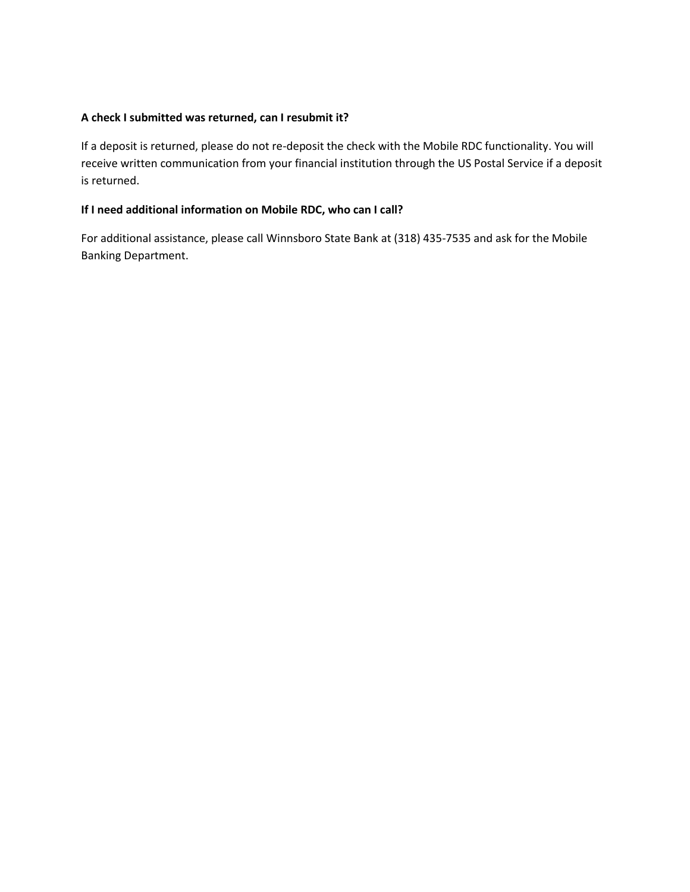**A check I submitted was returned, can I resubmit it?**

If a deposit is returned, please do not re-deposit the check with the Mobile RDC functionality. You will receive written communication from your financial institution through the US Postal Service if a deposit is returned.

**If I need additional information on Mobile RDC, who can I call?**

For additional assistance, please call Winnsboro State Bank at (318) 435-7535 and ask for the Mobile Banking Department.